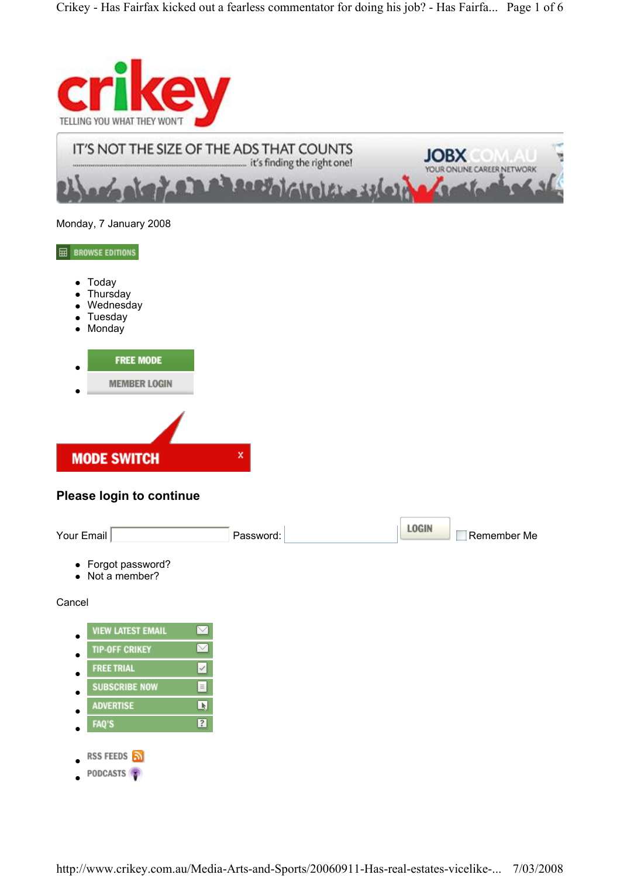crikey

TELLING YOU WHAT THEY WON'T

IT'S NOT THE SIZE OF THE ADS THAT COUNTS
it's finding the right one!

JOBX.COM.AU
YOUR ONLINE CAREER NETWORK

Monday, 7 January 2008

BROWSE EDITIONS

- Today
- Thursday
- Wednesday
- Tuesday
- Monday

- FREE MODE
- MEMBER LOGIN

MODE SWITCH x

**Please login to continue**

Your Email [ ] Password: [ ] LOGIN [ ] Remember Me

- Forgot password?
- Not a member?

Cancel

- VIEW LATEST EMAIL
- TIP-OFF CRIKEY
- FREE TRIAL
- SUBSCRIBE NOW
- ADVERTISE
- FAQ'S

- RSS FEEDS
- PODCASTS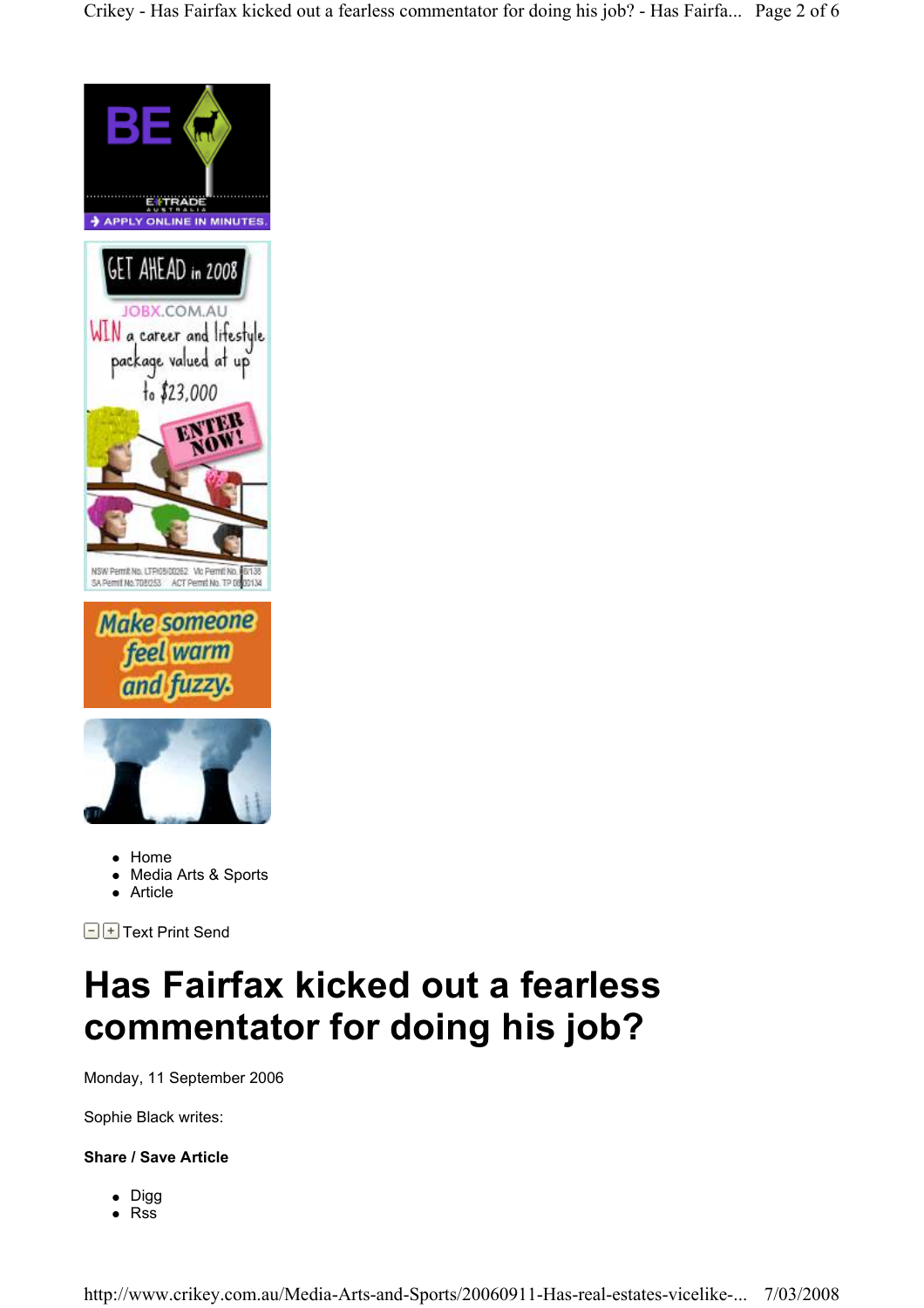- Home
- Media Arts & Sports
- Article

Text Print Send

# Has Fairfax kicked out a fearless commentator for doing his job?

Monday, 11 September 2006

Sophie Black writes:

**Share / Save Article**

- Digg
- Rss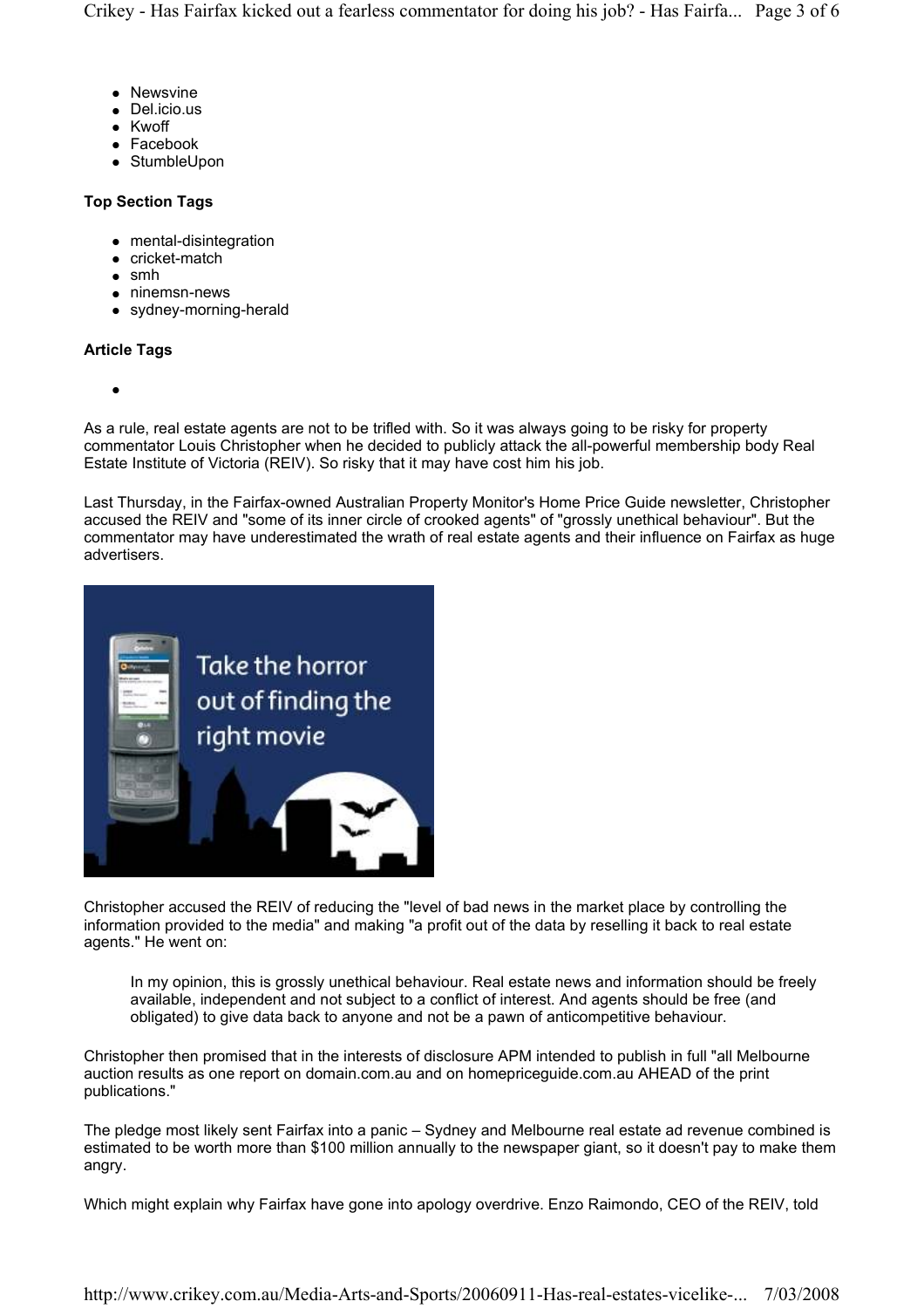- Newsvine
- Del.icio.us
- Kwoff
- Facebook
- StumbleUpon

**Top Section Tags**

- mental-disintegration
- cricket-match
- smh
- ninemsn-news
- sydney-morning-herald

**Article Tags**

- 

As a rule, real estate agents are not to be trifled with. So it was always going to be risky for property commentator Louis Christopher when he decided to publicly attack the all-powerful membership body Real Estate Institute of Victoria (REIV). So risky that it may have cost him his job.

Last Thursday, in the Fairfax-owned Australian Property Monitor's Home Price Guide newsletter, Christopher accused the REIV and "some of its inner circle of crooked agents" of "grossly unethical behaviour". But the commentator may have underestimated the wrath of real estate agents and their influence on Fairfax as huge advertisers.

Christopher accused the REIV of reducing the "level of bad news in the market place by controlling the information provided to the media" and making "a profit out of the data by reselling it back to real estate agents." He went on:

> In my opinion, this is grossly unethical behaviour. Real estate news and information should be freely available, independent and not subject to a conflict of interest. And agents should be free (and obligated) to give data back to anyone and not be a pawn of anticompetitive behaviour.

Christopher then promised that in the interests of disclosure APM intended to publish in full "all Melbourne auction results as one report on domain.com.au and on homepriceguide.com.au AHEAD of the print publications."

The pledge most likely sent Fairfax into a panic – Sydney and Melbourne real estate ad revenue combined is estimated to be worth more than $100 million annually to the newspaper giant, so it doesn't pay to make them angry.

Which might explain why Fairfax have gone into apology overdrive. Enzo Raimondo, CEO of the REIV, told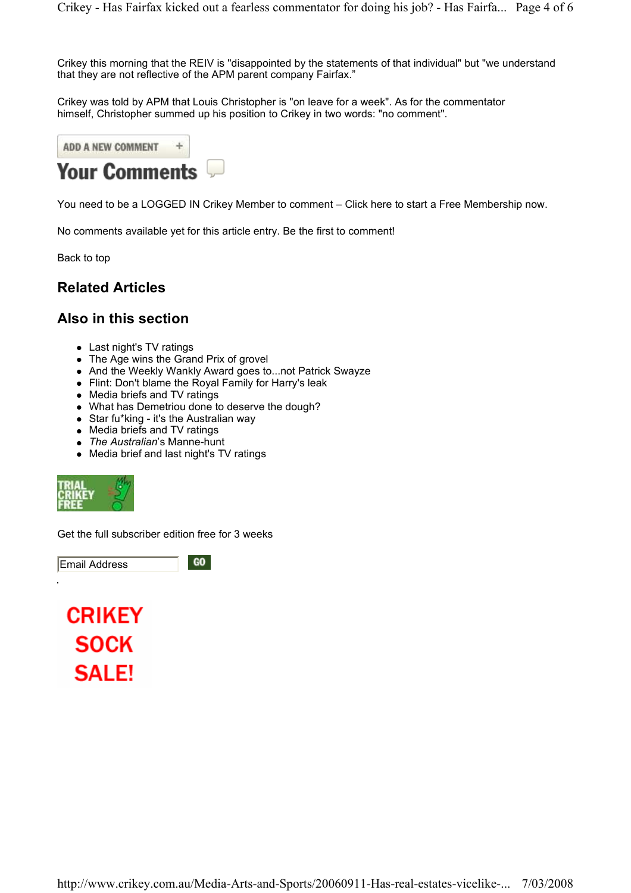Crikey this morning that the REIV is "disappointed by the statements of that individual" but "we understand that they are not reflective of the APM parent company Fairfax."

Crikey was told by APM that Louis Christopher is "on leave for a week". As for the commentator himself, Christopher summed up his position to Crikey in two words: "no comment".

ADD A NEW COMMENT +

# Your Comments

You need to be a LOGGED IN Crikey Member to comment – Click here to start a Free Membership now.

No comments available yet for this article entry. Be the first to comment!

Back to top

## Related Articles

## Also in this section

- Last night's TV ratings
- The Age wins the Grand Prix of grovel
- And the Weekly Wankly Award goes to...not Patrick Swayze
- Flint: Don't blame the Royal Family for Harry's leak
- Media briefs and TV ratings
- What has Demetriou done to deserve the dough?
- Star fu*king - it's the Australian way
- Media briefs and TV ratings
- *The Australian*'s Manne-hunt
- Media brief and last night's TV ratings

TRIAL CRIKEY FREE

Get the full subscriber edition free for 3 weeks

Email Address GO

CRIKEY SOCK SALE!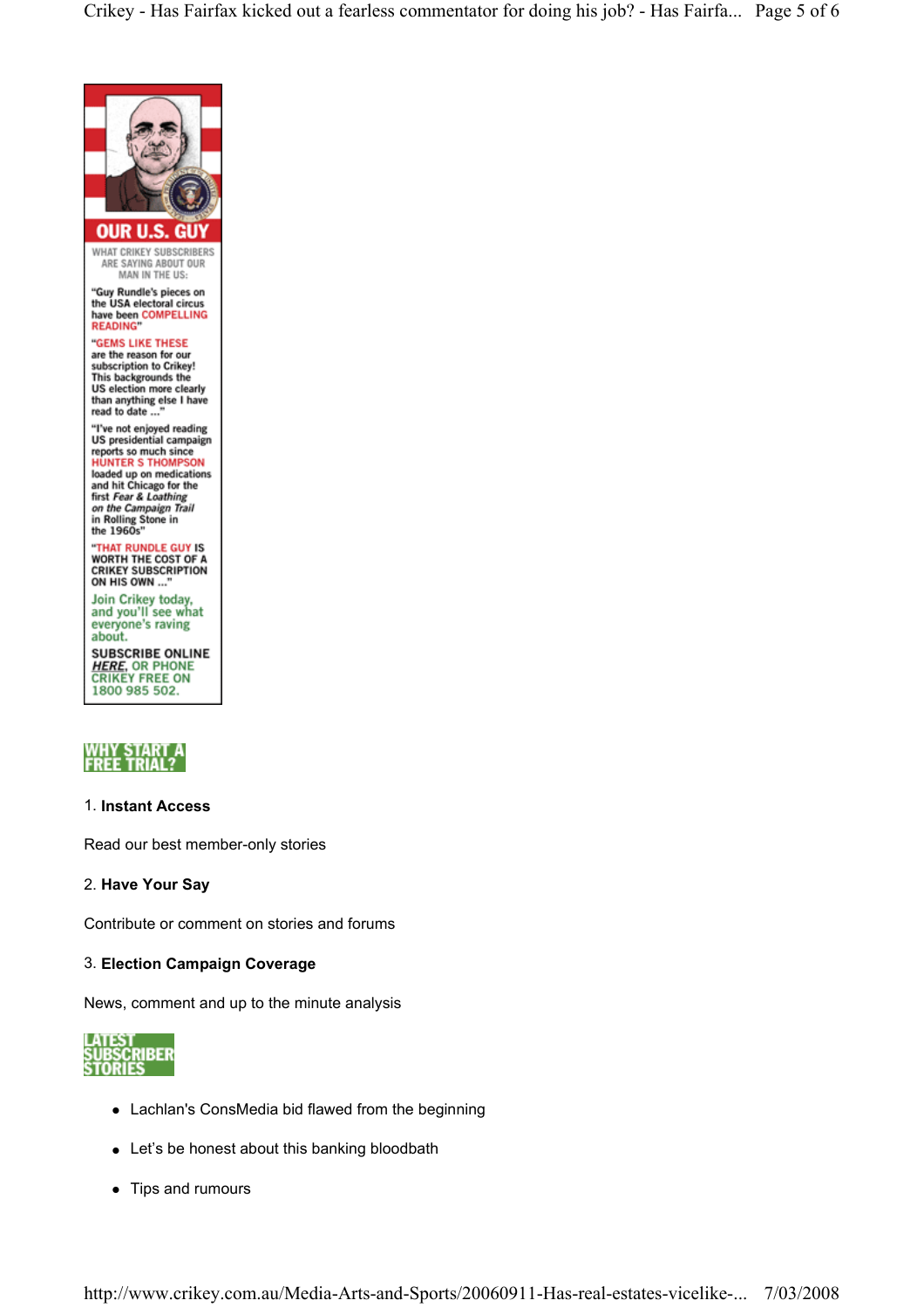## OUR U.S. GUY

WHAT CRIKEY SUBSCRIBERS ARE SAYING ABOUT OUR MAN IN THE US:

"Guy Rundle's pieces on the USA electoral circus have been COMPELLING READING"

"GEMS LIKE THESE are the reason for our subscription to Crikey! This backgrounds the US election more clearly than anything else I have read to date ..."

"I've not enjoyed reading US presidential campaign reports so much since HUNTER S THOMPSON loaded up on medications and hit Chicago for the first *Fear & Loathing on the Campaign Trail* in Rolling Stone in the 1960s"

"THAT RUNDLE GUY IS WORTH THE COST OF A CRIKEY SUBSCRIPTION ON HIS OWN ..."

Join Crikey today, and you'll see what everyone's raving about.

SUBSCRIBE ONLINE ***HERE***, OR PHONE CRIKEY FREE ON 1800 985 502.

## WHY START A FREE TRIAL?

1. **Instant Access**

Read our best member-only stories

2. **Have Your Say**

Contribute or comment on stories and forums

3. **Election Campaign Coverage**

News, comment and up to the minute analysis

## LATEST SUBSCRIBER STORIES

- Lachlan's ConsMedia bid flawed from the beginning
- Let's be honest about this banking bloodbath
- Tips and rumours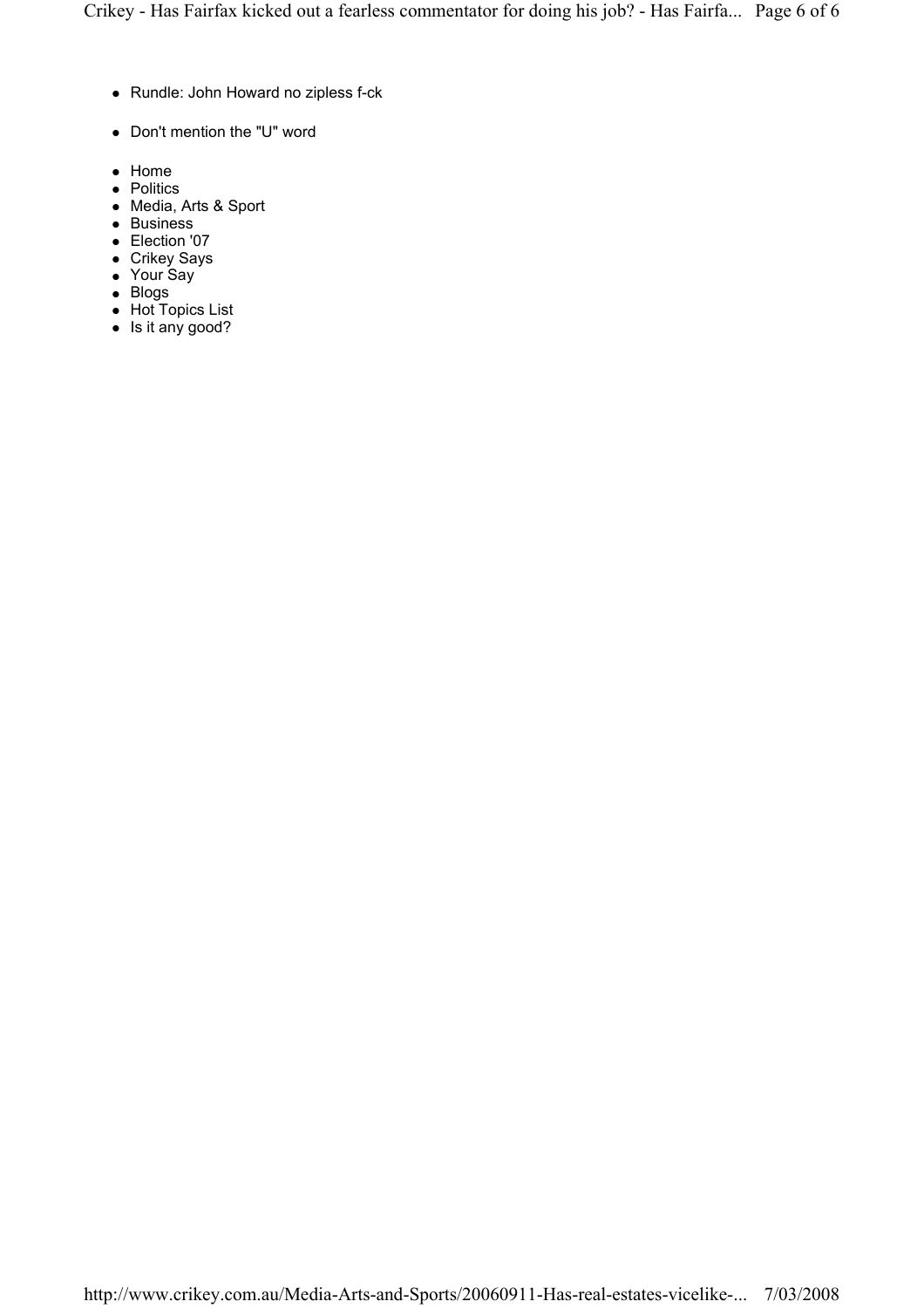- Rundle: John Howard no zipless f-ck

- Don't mention the "U" word

- Home
- Politics
- Media, Arts & Sport
- Business
- Election '07
- Crikey Says
- Your Say
- Blogs
- Hot Topics List
- Is it any good?